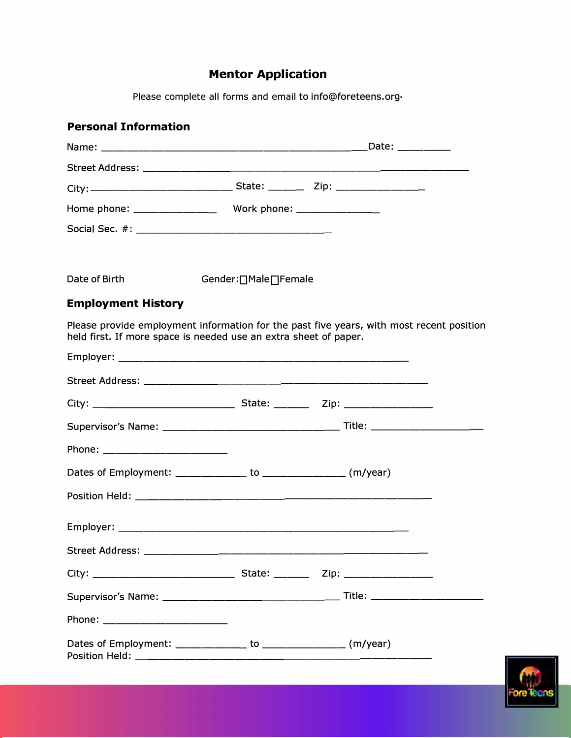# Mentor Application

Please complete all forms and email to info@foreteens.org.

## Personal Information

Name: ___________________________________________ Date: _________

Street Address: _______________________________________________________

City: ________________________ State: ______ Zip: _______________

Home phone: ______________ Work phone: ______________

Social Sec. #: _________________________________

Date of Birth Gender: ☐Male ☐Female

## Employment History

Please provide employment information for the past five years, with most recent position held first. If more space is needed use an extra sheet of paper.

Employer: _________________________________________________

Street Address: ________________________________________________

City: ________________________ State: ______ Zip: _______________

Supervisor's Name: ______________________________ Title: ___________________

Phone: ______________________

Dates of Employment: ____________ to ______________ (m/year)

Position Held: __________________________________________________

Employer: _________________________________________________

Street Address: ________________________________________________

City: ________________________ State: ______ Zip: _______________

Supervisor's Name: ______________________________ Title: ___________________

Phone: ______________________

Dates of Employment: ____________ to ______________ (m/year)
Position Held: __________________________________________________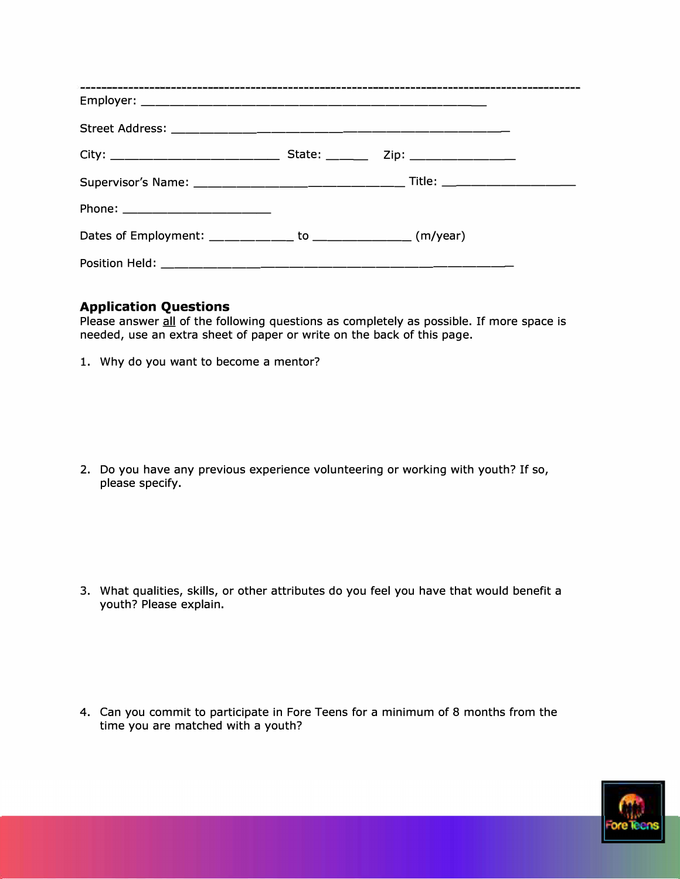---

Employer: ______________________________________________

Street Address: _______________________________________________

City: _________________________ State: ______ Zip: _______________

Supervisor's Name: ______________________________ Title: ___________________

Phone: ______________________

Dates of Employment: ____________ to ______________ (m/year)

Position Held: ___________________________________________________

### Application Questions

Please answer all of the following questions as completely as possible. If more space is needed, use an extra sheet of paper or write on the back of this page.

1. Why do you want to become a mentor?

2. Do you have any previous experience volunteering or working with youth? If so, please specify.

3. What qualities, skills, or other attributes do you feel you have that would benefit a youth? Please explain.

4. Can you commit to participate in Fore Teens for a minimum of 8 months from the time you are matched with a youth?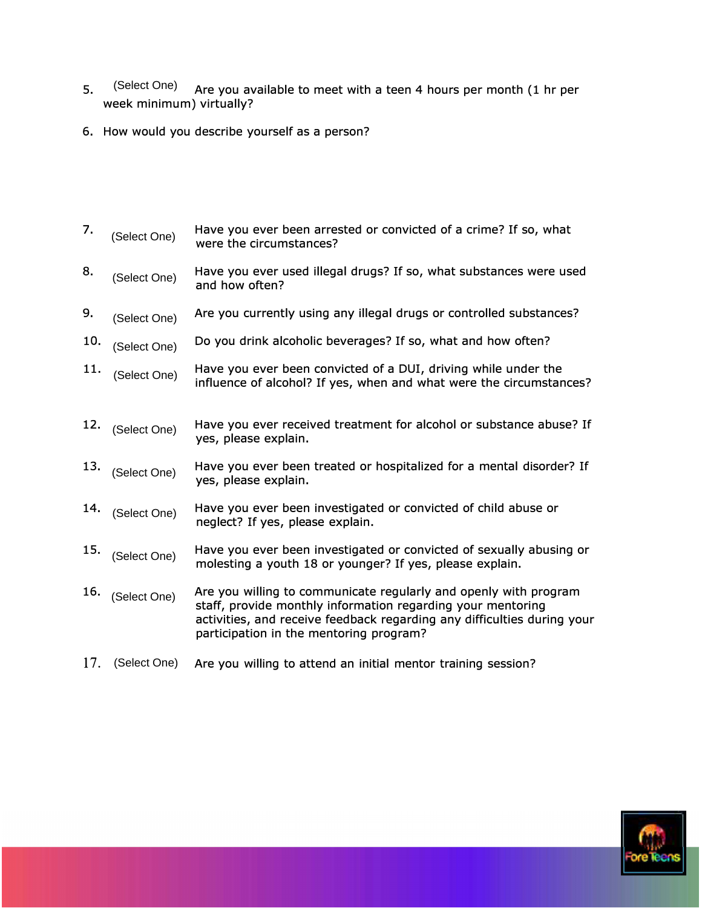5. (Select One) Are you available to meet with a teen 4 hours per month (1 hr per week minimum) virtually?

6. How would you describe yourself as a person?

7. (Select One) Have you ever been arrested or convicted of a crime? If so, what were the circumstances?

8. (Select One) Have you ever used illegal drugs? If so, what substances were used and how often?

9. (Select One) Are you currently using any illegal drugs or controlled substances?

10. (Select One) Do you drink alcoholic beverages? If so, what and how often?

11. (Select One) Have you ever been convicted of a DUI, driving while under the influence of alcohol? If yes, when and what were the circumstances?

12. (Select One) Have you ever received treatment for alcohol or substance abuse? If yes, please explain.

13. (Select One) Have you ever been treated or hospitalized for a mental disorder? If yes, please explain.

14. (Select One) Have you ever been investigated or convicted of child abuse or neglect? If yes, please explain.

15. (Select One) Have you ever been investigated or convicted of sexually abusing or molesting a youth 18 or younger? If yes, please explain.

16. (Select One) Are you willing to communicate regularly and openly with program staff, provide monthly information regarding your mentoring activities, and receive feedback regarding any difficulties during your participation in the mentoring program?

17. (Select One) Are you willing to attend an initial mentor training session?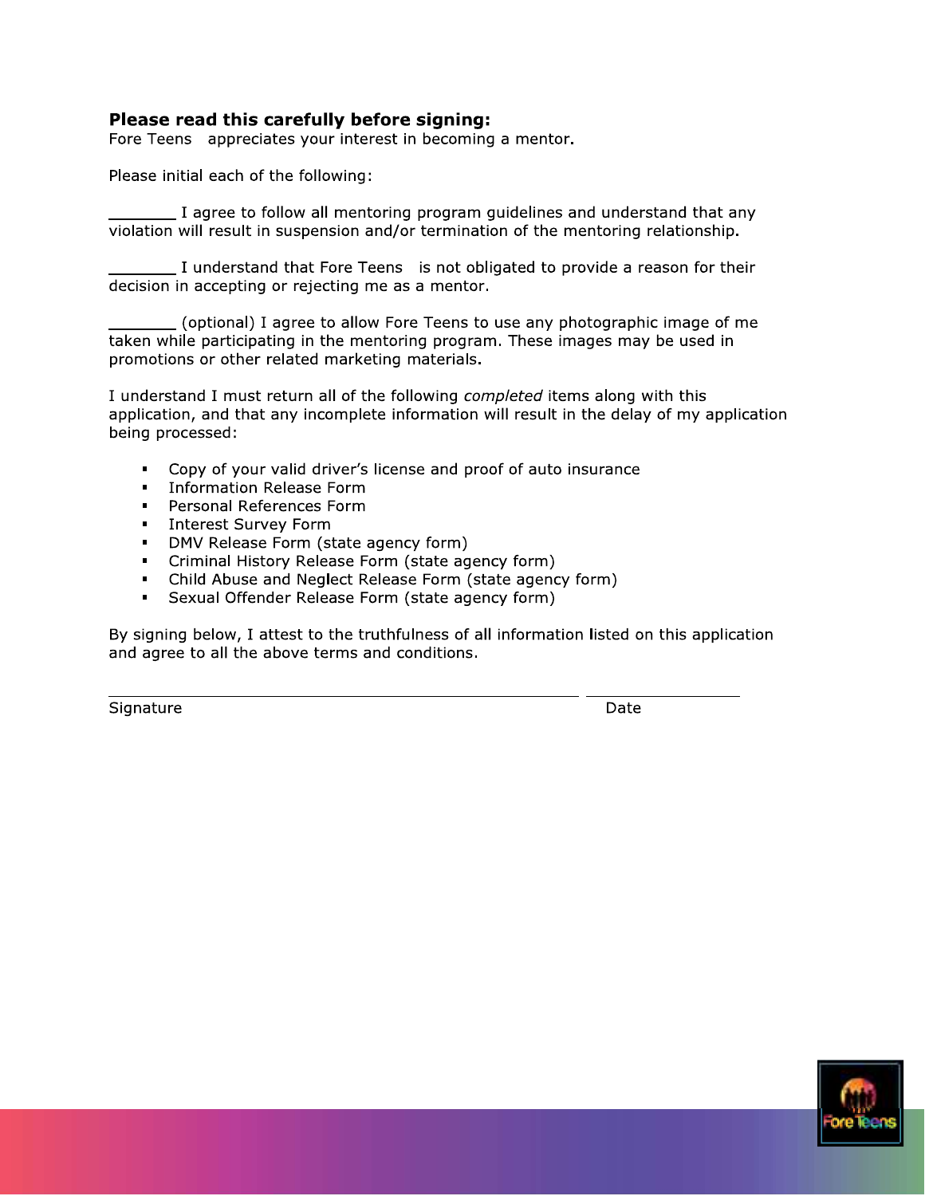**Please read this carefully before signing:**

Fore Teens appreciates your interest in becoming a mentor.

Please initial each of the following:

_______ I agree to follow all mentoring program guidelines and understand that any violation will result in suspension and/or termination of the mentoring relationship.

_______ I understand that Fore Teens is not obligated to provide a reason for their decision in accepting or rejecting me as a mentor.

_______ (optional) I agree to allow Fore Teens to use any photographic image of me taken while participating in the mentoring program. These images may be used in promotions or other related marketing materials.

I understand I must return all of the following *completed* items along with this application, and that any incomplete information will result in the delay of my application being processed:

- Copy of your valid driver's license and proof of auto insurance
- Information Release Form
- Personal References Form
- Interest Survey Form
- DMV Release Form (state agency form)
- Criminal History Release Form (state agency form)
- Child Abuse and Neglect Release Form (state agency form)
- Sexual Offender Release Form (state agency form)

By signing below, I attest to the truthfulness of all information listed on this application and agree to all the above terms and conditions.

_______________________________________________ ________________

Signature Date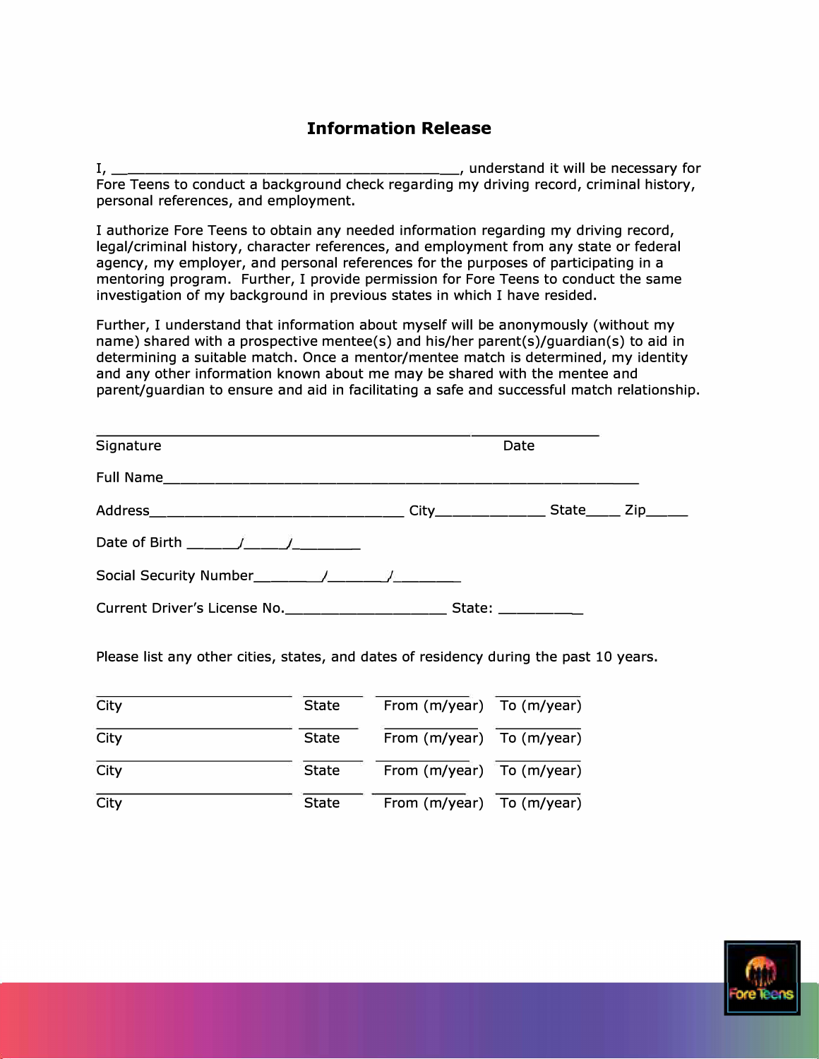## Information Release

I, _________________________________________, understand it will be necessary for Fore Teens to conduct a background check regarding my driving record, criminal history, personal references, and employment.

I authorize Fore Teens to obtain any needed information regarding my driving record, legal/criminal history, character references, and employment from any state or federal agency, my employer, and personal references for the purposes of participating in a mentoring program. Further, I provide permission for Fore Teens to conduct the same investigation of my background in previous states in which I have resided.

Further, I understand that information about myself will be anonymously (without my name) shared with a prospective mentee(s) and his/her parent(s)/guardian(s) to aid in determining a suitable match. Once a mentor/mentee match is determined, my identity and any other information known about me may be shared with the mentee and parent/guardian to ensure and aid in facilitating a safe and successful match relationship.

_______________________________________________ _______________

Signature Date

Full Name____________________________________________________________

Address________________________________ City_____________ State____ Zip_____

Date of Birth ______/_____/________

Social Security Number________/_______/________

Current Driver's License No.___________________ State: __________

Please list any other cities, states, and dates of residency during the past 10 years.

| City | State | From (m/year) | To (m/year) |
|---|---|---|---|
| | | | |
| | | | |
| | | | |
| | | | |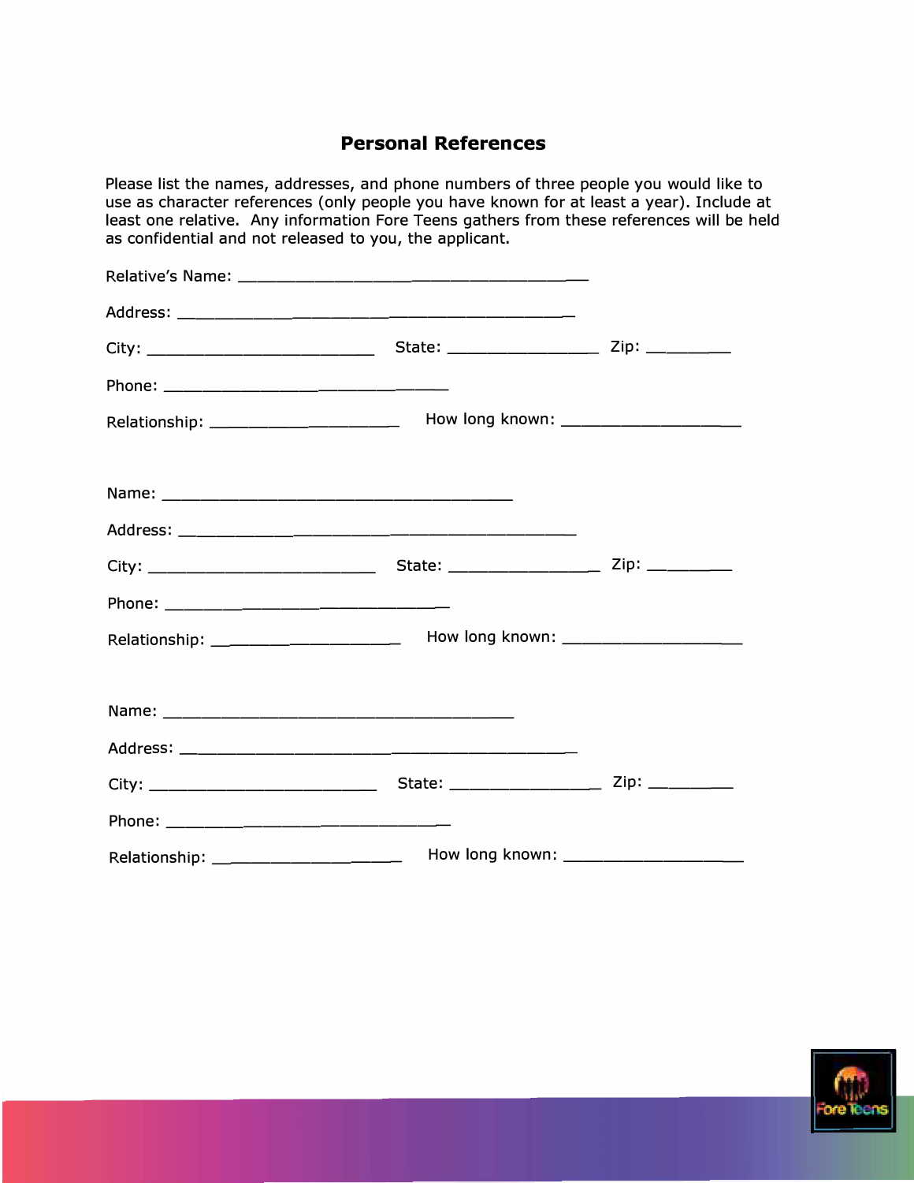# Personal References

Please list the names, addresses, and phone numbers of three people you would like to use as character references (only people you have known for at least a year). Include at least one relative. Any information Fore Teens gathers from these references will be held as confidential and not released to you, the applicant.

Relative's Name: ______________________________________

Address: ___________________________________________

City: ________________________ State: ________________ Zip: _________

Phone: ______________________________

Relationship: ____________________ How long known: ___________________

Name: ______________________________________

Address: ___________________________________________

City: ________________________ State: ________________ Zip: _________

Phone: ______________________________

Relationship: ____________________ How long known: ___________________

Name: ______________________________________

Address: ___________________________________________

City: ________________________ State: ________________ Zip: _________

Phone: ______________________________

Relationship: ____________________ How long known: ___________________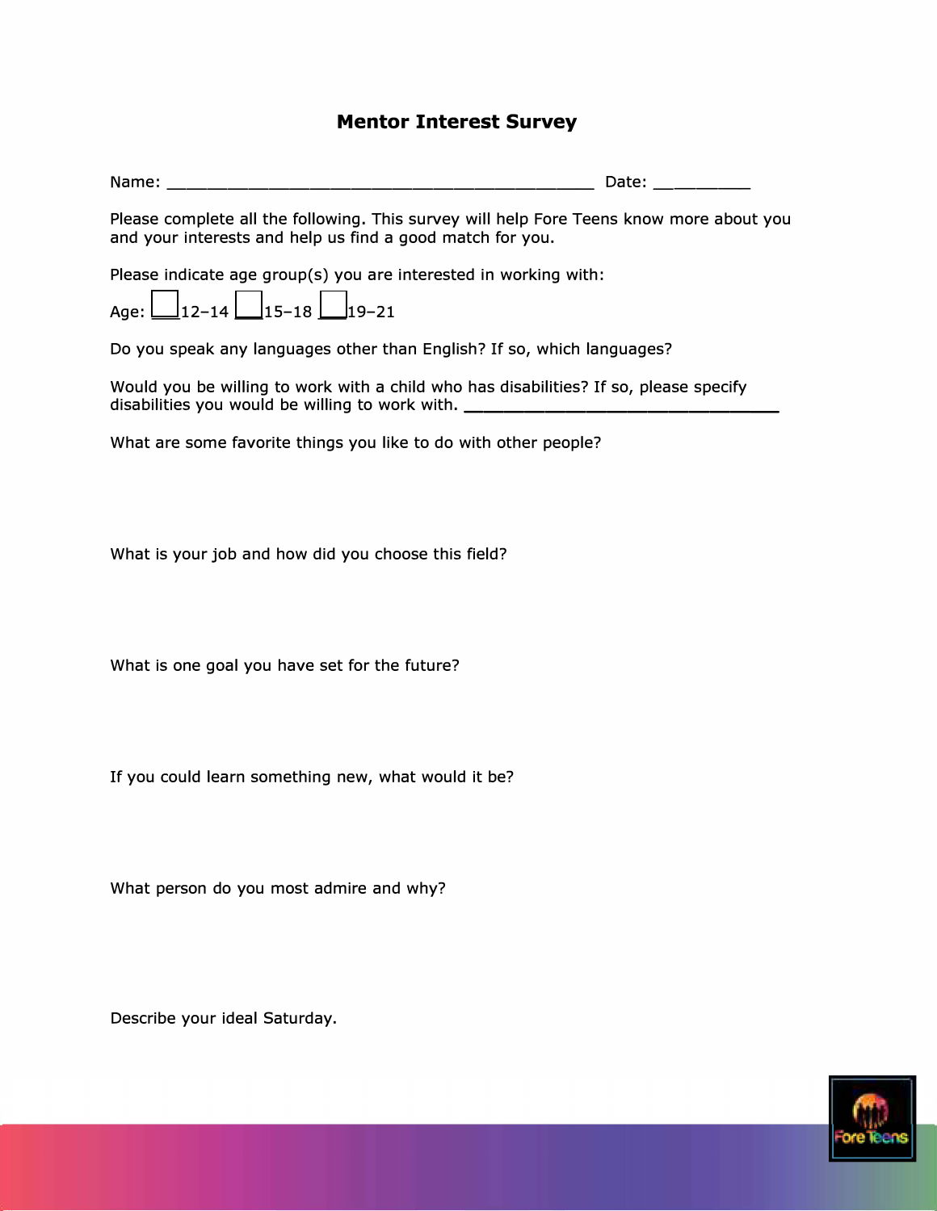# Mentor Interest Survey

Name: ____________________________________________ Date: __________

Please complete all the following. This survey will help Fore Teens know more about you and your interests and help us find a good match for you.

Please indicate age group(s) you are interested in working with:

Age: ☐ 12–14 ☐ 15–18 ☐ 19–21

Do you speak any languages other than English? If so, which languages?

Would you be willing to work with a child who has disabilities? If so, please specify disabilities you would be willing to work with. ________________________________

What are some favorite things you like to do with other people?

What is your job and how did you choose this field?

What is one goal you have set for the future?

If you could learn something new, what would it be?

What person do you most admire and why?

Describe your ideal Saturday.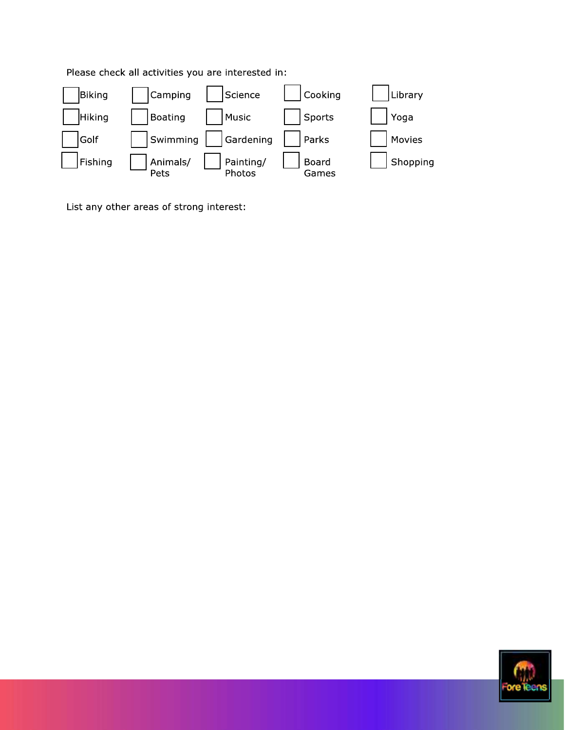Please check all activities you are interested in:

| | | | | |
|---|---|---|---|---|
| ☐ Biking | ☐ Camping | ☐ Science | ☐ Cooking | ☐ Library |
| ☐ Hiking | ☐ Boating | ☐ Music | ☐ Sports | ☐ Yoga |
| ☐ Golf | ☐ Swimming | ☐ Gardening | ☐ Parks | ☐ Movies |
| ☐ Fishing | ☐ Animals/ Pets | ☐ Painting/ Photos | ☐ Board Games | ☐ Shopping |

List any other areas of strong interest: